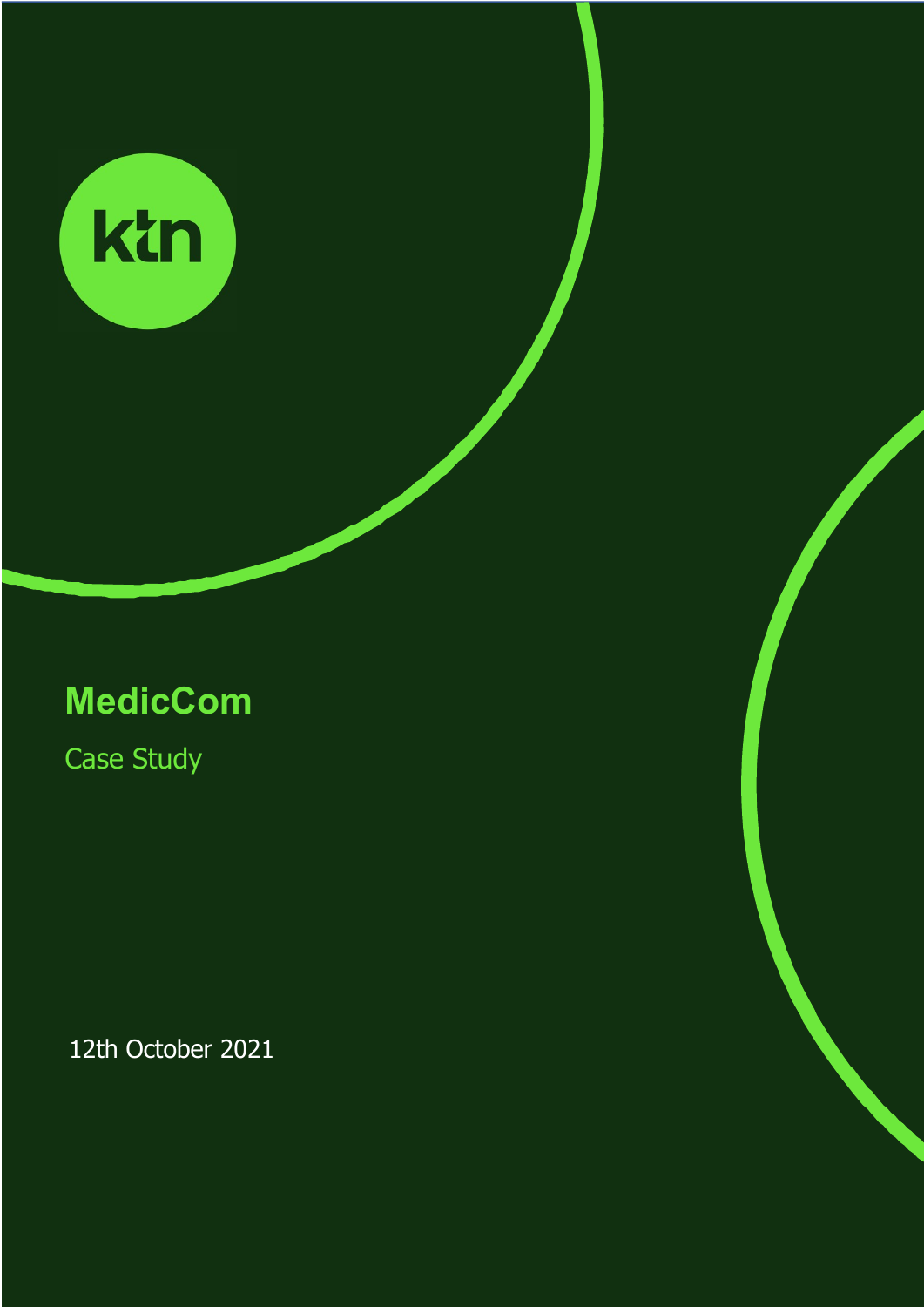ktn

# MedicCom

Case Study

12th October 2021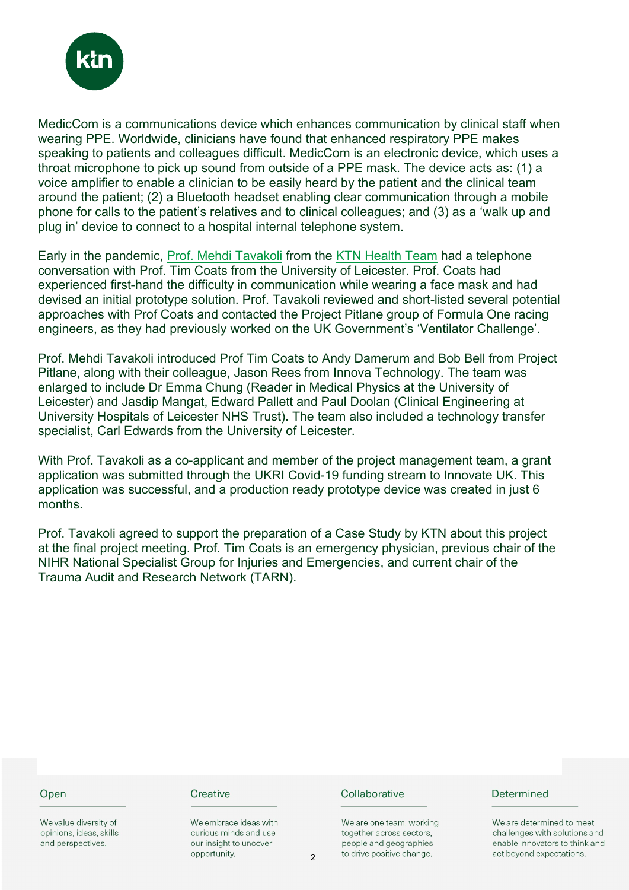MedicCom is a communications device which enhances communication by clinical staff when wearing PPE. Worldwide, clinicians have found that enhanced respiratory PPE makes speaking to patients and colleagues difficult. MedicCom is an electronic device, which uses a throat microphone to pick up sound from outside of a PPE mask. The device acts as: (1) a voice amplifier to enable a clinician to be easily heard by the patient and the clinical team around the patient; (2) a Bluetooth headset enabling clear communication through a mobile phone for calls to the patient's relatives and to clinical colleagues; and (3) as a 'walk up and plug in' device to connect to a hospital internal telephone system.

Early in the pandemic, Prof. Mehdi Tavakoli from the KTN Health Team had a telephone conversation with Prof. Tim Coats from the University of Leicester. Prof. Coats had experienced first-hand the difficulty in communication while wearing a face mask and had devised an initial prototype solution. Prof. Tavakoli reviewed and short-listed several potential approaches with Prof Coats and contacted the Project Pitlane group of Formula One racing engineers, as they had previously worked on the UK Government's 'Ventilator Challenge'.

Prof. Mehdi Tavakoli introduced Prof Tim Coats to Andy Damerum and Bob Bell from Project Pitlane, along with their colleague, Jason Rees from Innova Technology. The team was enlarged to include Dr Emma Chung (Reader in Medical Physics at the University of Leicester) and Jasdip Mangat, Edward Pallett and Paul Doolan (Clinical Engineering at University Hospitals of Leicester NHS Trust). The team also included a technology transfer specialist, Carl Edwards from the University of Leicester.

With Prof. Tavakoli as a co-applicant and member of the project management team, a grant application was submitted through the UKRI Covid-19 funding stream to Innovate UK. This application was successful, and a production ready prototype device was created in just 6 months.

Prof. Tavakoli agreed to support the preparation of a Case Study by KTN about this project at the final project meeting. Prof. Tim Coats is an emergency physician, previous chair of the NIHR National Specialist Group for Injuries and Emergencies, and current chair of the Trauma Audit and Research Network (TARN).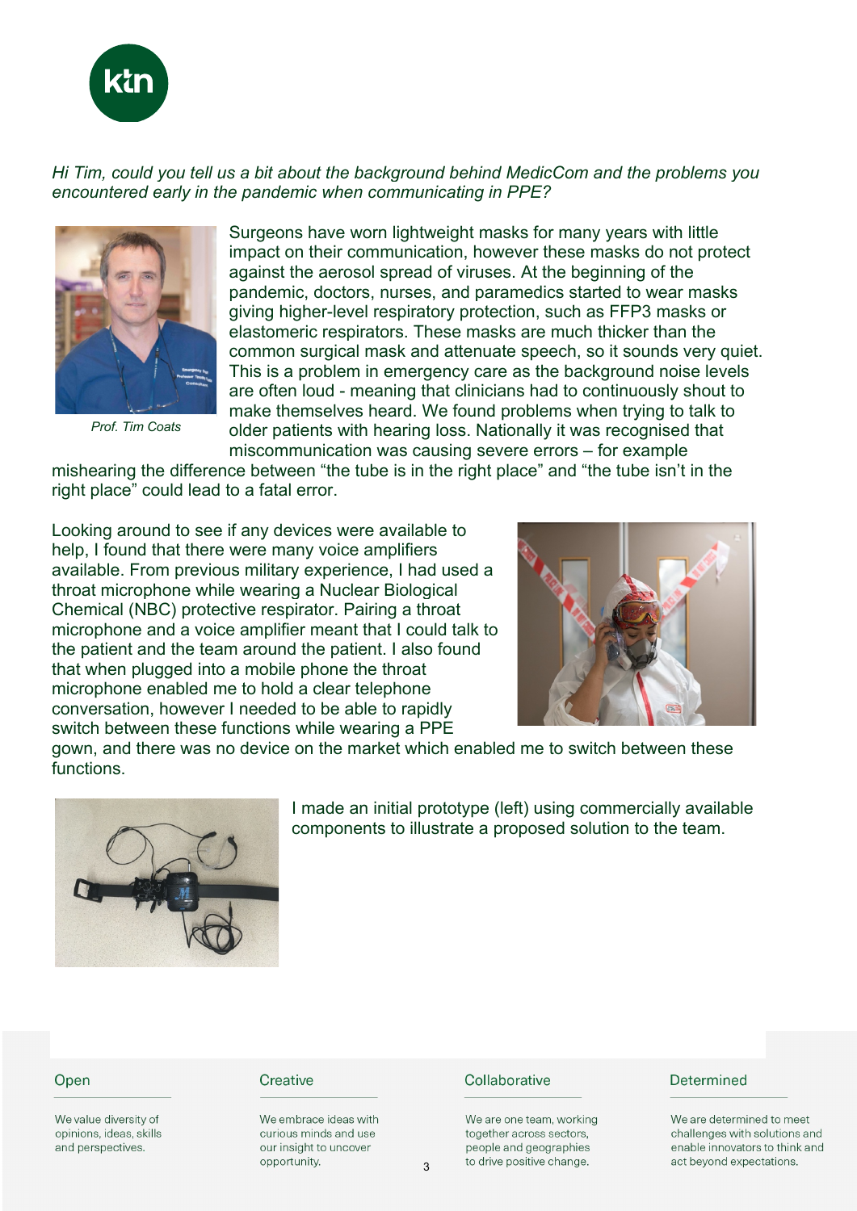*Hi Tim, could you tell us a bit about the background behind MedicCom and the problems you encountered early in the pandemic when communicating in PPE?*

*Prof. Tim Coats*

Surgeons have worn lightweight masks for many years with little impact on their communication, however these masks do not protect against the aerosol spread of viruses. At the beginning of the pandemic, doctors, nurses, and paramedics started to wear masks giving higher-level respiratory protection, such as FFP3 masks or elastomeric respirators. These masks are much thicker than the common surgical mask and attenuate speech, so it sounds very quiet. This is a problem in emergency care as the background noise levels are often loud - meaning that clinicians had to continuously shout to make themselves heard. We found problems when trying to talk to older patients with hearing loss. Nationally it was recognised that miscommunication was causing severe errors – for example mishearing the difference between "the tube is in the right place" and "the tube isn't in the right place" could lead to a fatal error.

Looking around to see if any devices were available to help, I found that there were many voice amplifiers available. From previous military experience, I had used a throat microphone while wearing a Nuclear Biological Chemical (NBC) protective respirator. Pairing a throat microphone and a voice amplifier meant that I could talk to the patient and the team around the patient. I also found that when plugged into a mobile phone the throat microphone enabled me to hold a clear telephone conversation, however I needed to be able to rapidly switch between these functions while wearing a PPE gown, and there was no device on the market which enabled me to switch between these functions.

I made an initial prototype (left) using commercially available components to illustrate a proposed solution to the team.

**Open**

We value diversity of opinions, ideas, skills and perspectives.

**Creative**

We embrace ideas with curious minds and use our insight to uncover opportunity.

**Collaborative**

We are one team, working together across sectors, people and geographies to drive positive change.

**Determined**

We are determined to meet challenges with solutions and enable innovators to think and act beyond expectations.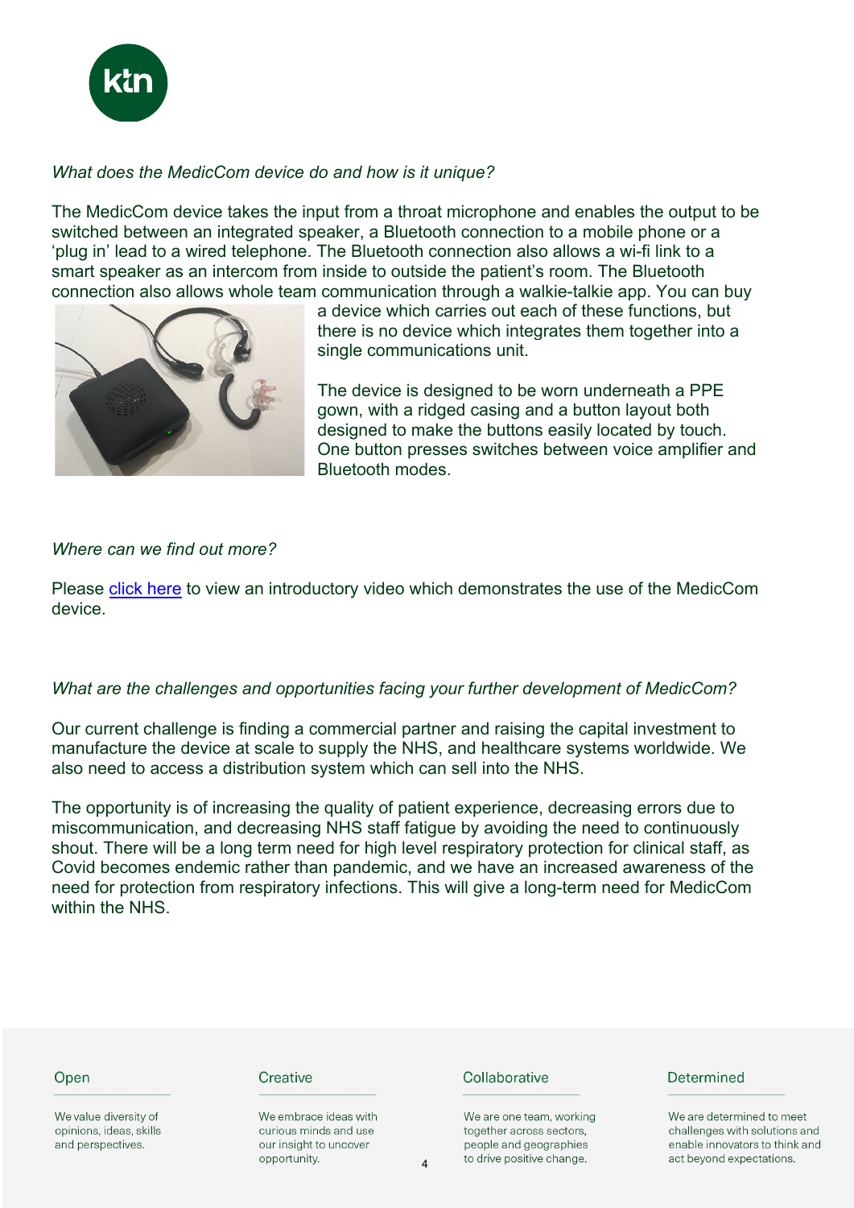*What does the MedicCom device do and how is it unique?*

The MedicCom device takes the input from a throat microphone and enables the output to be switched between an integrated speaker, a Bluetooth connection to a mobile phone or a 'plug in' lead to a wired telephone. The Bluetooth connection also allows a wi-fi link to a smart speaker as an intercom from inside to outside the patient's room. The Bluetooth connection also allows whole team communication through a walkie-talkie app. You can buy a device which carries out each of these functions, but there is no device which integrates them together into a single communications unit.

The device is designed to be worn underneath a PPE gown, with a ridged casing and a button layout both designed to make the buttons easily located by touch. One button presses switches between voice amplifier and Bluetooth modes.

*Where can we find out more?*

Please click here to view an introductory video which demonstrates the use of the MedicCom device.

*What are the challenges and opportunities facing your further development of MedicCom?*

Our current challenge is finding a commercial partner and raising the capital investment to manufacture the device at scale to supply the NHS, and healthcare systems worldwide. We also need to access a distribution system which can sell into the NHS.

The opportunity is of increasing the quality of patient experience, decreasing errors due to miscommunication, and decreasing NHS staff fatigue by avoiding the need to continuously shout. There will be a long term need for high level respiratory protection for clinical staff, as Covid becomes endemic rather than pandemic, and we have an increased awareness of the need for protection from respiratory infections. This will give a long-term need for MedicCom within the NHS.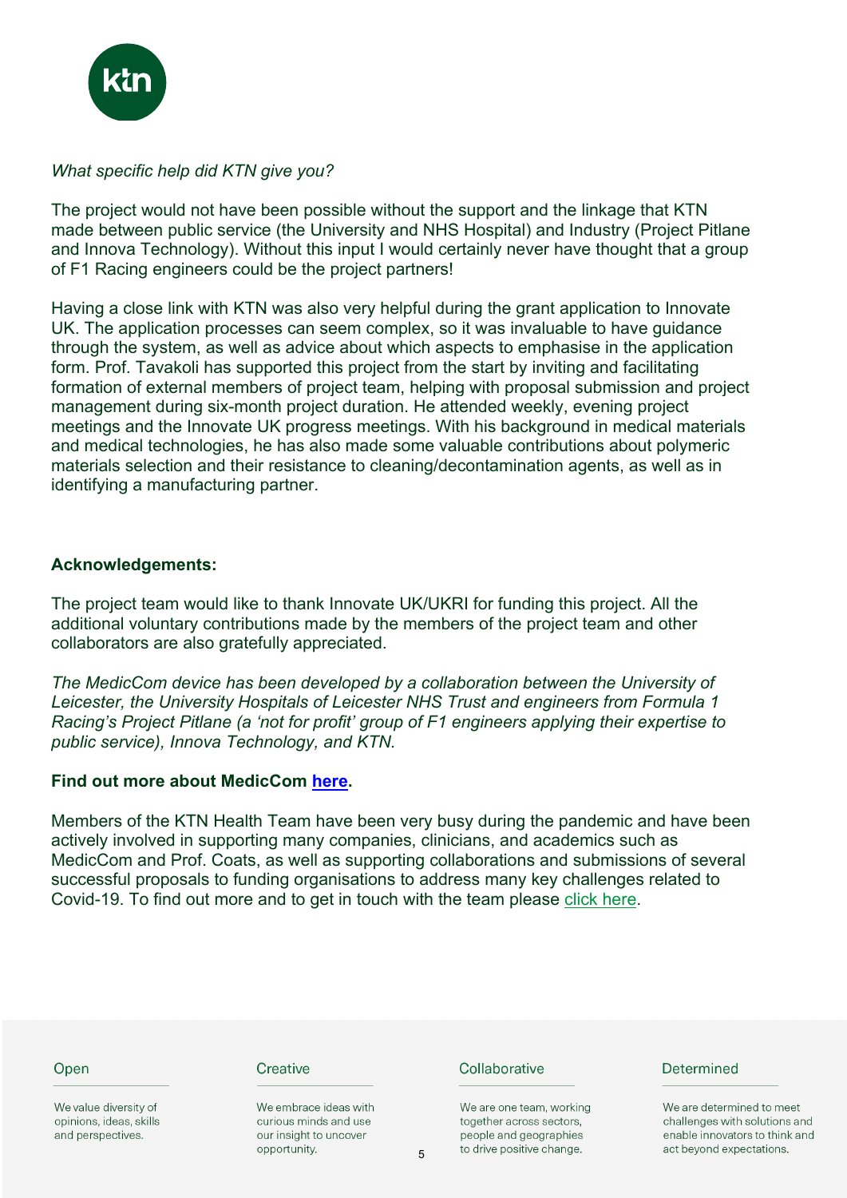*What specific help did KTN give you?*

The project would not have been possible without the support and the linkage that KTN made between public service (the University and NHS Hospital) and Industry (Project Pitlane and Innova Technology). Without this input I would certainly never have thought that a group of F1 Racing engineers could be the project partners!

Having a close link with KTN was also very helpful during the grant application to Innovate UK. The application processes can seem complex, so it was invaluable to have guidance through the system, as well as advice about which aspects to emphasise in the application form. Prof. Tavakoli has supported this project from the start by inviting and facilitating formation of external members of project team, helping with proposal submission and project management during six-month project duration. He attended weekly, evening project meetings and the Innovate UK progress meetings. With his background in medical materials and medical technologies, he has also made some valuable contributions about polymeric materials selection and their resistance to cleaning/decontamination agents, as well as in identifying a manufacturing partner.

**Acknowledgements:**

The project team would like to thank Innovate UK/UKRI for funding this project. All the additional voluntary contributions made by the members of the project team and other collaborators are also gratefully appreciated.

*The MedicCom device has been developed by a collaboration between the University of Leicester, the University Hospitals of Leicester NHS Trust and engineers from Formula 1 Racing's Project Pitlane (a 'not for profit' group of F1 engineers applying their expertise to public service), Innova Technology, and KTN.*

**Find out more about MedicCom here.**

Members of the KTN Health Team have been very busy during the pandemic and have been actively involved in supporting many companies, clinicians, and academics such as MedicCom and Prof. Coats, as well as supporting collaborations and submissions of several successful proposals to funding organisations to address many key challenges related to Covid-19. To find out more and to get in touch with the team please click here.

Open

We value diversity of opinions, ideas, skills and perspectives.

Creative

We embrace ideas with curious minds and use our insight to uncover opportunity.

Collaborative

We are one team, working together across sectors, people and geographies to drive positive change.

Determined

We are determined to meet challenges with solutions and enable innovators to think and act beyond expectations.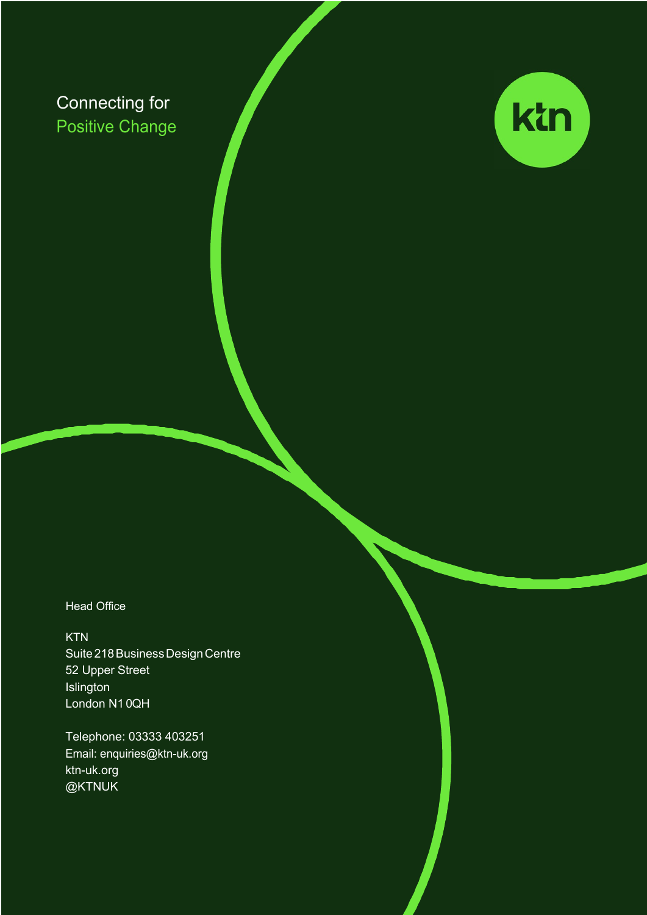Connecting for
Positive Change

ktn

Head Office

KTN
Suite 218 Business Design Centre
52 Upper Street
Islington
London N1 0QH

Telephone: 03333 403251
Email: enquiries@ktn-uk.org
ktn-uk.org
@KTNUK